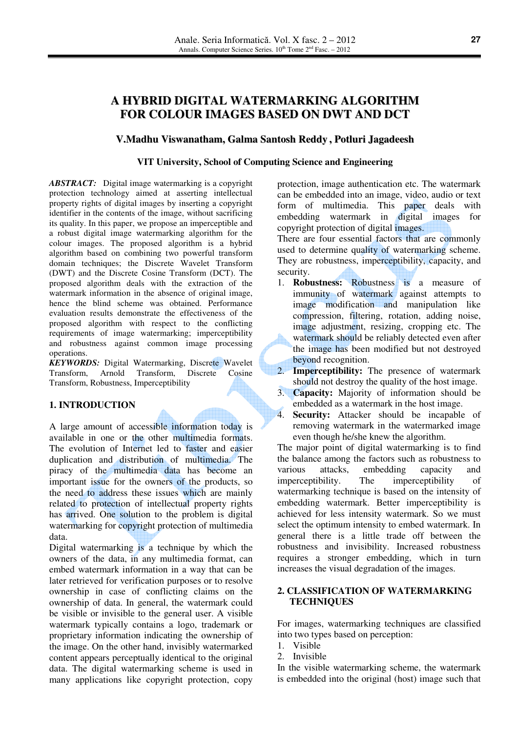# A HYBRID DIGITAL WATERMARKING ALGORITHM FOR COLOUR IMAGES BASED ON DWT AND DCT

**V.Madhu Viswanatham, Galma Santosh Reddy , Potluri Jagadeesh**

**VIT University, School of Computing Science and Engineering**

***ABSTRACT:*** Digital image watermarking is a copyright protection technology aimed at asserting intellectual property rights of digital images by inserting a copyright identifier in the contents of the image, without sacrificing its quality. In this paper, we propose an imperceptible and a robust digital image watermarking algorithm for the colour images. The proposed algorithm is a hybrid algorithm based on combining two powerful transform domain techniques; the Discrete Wavelet Transform (DWT) and the Discrete Cosine Transform (DCT). The proposed algorithm deals with the extraction of the watermark information in the absence of original image, hence the blind scheme was obtained. Performance evaluation results demonstrate the effectiveness of the proposed algorithm with respect to the conflicting requirements of image watermarking; imperceptibility and robustness against common image processing operations.

***KEYWORDS:*** Digital Watermarking, Discrete Wavelet Transform, Arnold Transform, Discrete Cosine Transform, Robustness, Imperceptibility

## 1. INTRODUCTION

A large amount of accessible information today is available in one or the other multimedia formats. The evolution of Internet led to faster and easier duplication and distribution of multimedia. The piracy of the multimedia data has become an important issue for the owners of the products, so the need to address these issues which are mainly related to protection of intellectual property rights has arrived. One solution to the problem is digital watermarking for copyright protection of multimedia data.

Digital watermarking is a technique by which the owners of the data, in any multimedia format, can embed watermark information in a way that can be later retrieved for verification purposes or to resolve ownership in case of conflicting claims on the ownership of data. In general, the watermark could be visible or invisible to the general user. A visible watermark typically contains a logo, trademark or proprietary information indicating the ownership of the image. On the other hand, invisibly watermarked content appears perceptually identical to the original data. The digital watermarking scheme is used in many applications like copyright protection, copy protection, image authentication etc. The watermark can be embedded into an image, video, audio or text form of multimedia. This paper deals with embedding watermark in digital images for copyright protection of digital images.

There are four essential factors that are commonly used to determine quality of watermarking scheme. They are robustness, imperceptibility, capacity, and security.

1. **Robustness:** Robustness is a measure of immunity of watermark against attempts to image modification and manipulation like compression, filtering, rotation, adding noise, image adjustment, resizing, cropping etc. The watermark should be reliably detected even after the image has been modified but not destroyed beyond recognition.
2. **Imperceptibility:** The presence of watermark should not destroy the quality of the host image.
3. **Capacity:** Majority of information should be embedded as a watermark in the host image.
4. **Security:** Attacker should be incapable of removing watermark in the watermarked image even though he/she knew the algorithm.

The major point of digital watermarking is to find the balance among the factors such as robustness to various attacks, embedding capacity and imperceptibility. The imperceptibility of watermarking technique is based on the intensity of embedding watermark. Better imperceptibility is achieved for less intensity watermark. So we must select the optimum intensity to embed watermark. In general there is a little trade off between the robustness and invisibility. Increased robustness requires a stronger embedding, which in turn increases the visual degradation of the images.

## 2. CLASSIFICATION OF WATERMARKING TECHNIQUES

For images, watermarking techniques are classified into two types based on perception:

1. Visible
2. Invisible

In the visible watermarking scheme, the watermark is embedded into the original (host) image such that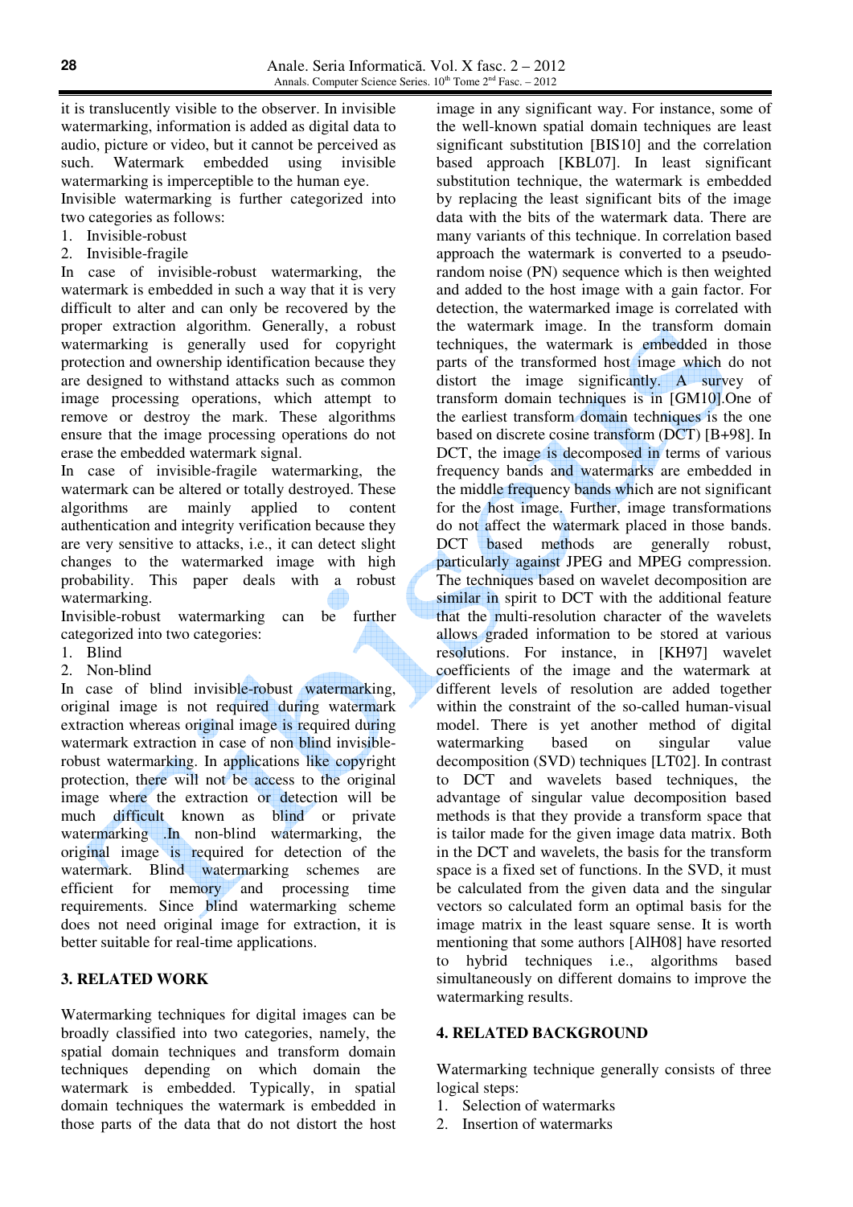it is translucently visible to the observer. In invisible watermarking, information is added as digital data to audio, picture or video, but it cannot be perceived as such. Watermark embedded using invisible watermarking is imperceptible to the human eye.

Invisible watermarking is further categorized into two categories as follows:

1. Invisible-robust
2. Invisible-fragile

In case of invisible-robust watermarking, the watermark is embedded in such a way that it is very difficult to alter and can only be recovered by the proper extraction algorithm. Generally, a robust watermarking is generally used for copyright protection and ownership identification because they are designed to withstand attacks such as common image processing operations, which attempt to remove or destroy the mark. These algorithms ensure that the image processing operations do not erase the embedded watermark signal.

In case of invisible-fragile watermarking, the watermark can be altered or totally destroyed. These algorithms are mainly applied to content authentication and integrity verification because they are very sensitive to attacks, i.e., it can detect slight changes to the watermarked image with high probability. This paper deals with a robust watermarking.

Invisible-robust watermarking can be further categorized into two categories:

1. Blind
2. Non-blind

In case of blind invisible-robust watermarking, original image is not required during watermark extraction whereas original image is required during watermark extraction in case of non blind invisible-robust watermarking. In applications like copyright protection, there will not be access to the original image where the extraction or detection will be much difficult known as blind or private watermarking .In non-blind watermarking, the original image is required for detection of the watermark. Blind watermarking schemes are efficient for memory and processing time requirements. Since blind watermarking scheme does not need original image for extraction, it is better suitable for real-time applications.

## 3. RELATED WORK

Watermarking techniques for digital images can be broadly classified into two categories, namely, the spatial domain techniques and transform domain techniques depending on which domain the watermark is embedded. Typically, in spatial domain techniques the watermark is embedded in those parts of the data that do not distort the host image in any significant way. For instance, some of the well-known spatial domain techniques are least significant substitution [BIS10] and the correlation based approach [KBL07]. In least significant substitution technique, the watermark is embedded by replacing the least significant bits of the image data with the bits of the watermark data. There are many variants of this technique. In correlation based approach the watermark is converted to a pseudo-random noise (PN) sequence which is then weighted and added to the host image with a gain factor. For detection, the watermarked image is correlated with the watermark image. In the transform domain techniques, the watermark is embedded in those parts of the transformed host image which do not distort the image significantly. A survey of transform domain techniques is in [GM10].One of the earliest transform domain techniques is the one based on discrete cosine transform (DCT) [B+98]. In DCT, the image is decomposed in terms of various frequency bands and watermarks are embedded in the middle frequency bands which are not significant for the host image. Further, image transformations do not affect the watermark placed in those bands. DCT based methods are generally robust, particularly against JPEG and MPEG compression. The techniques based on wavelet decomposition are similar in spirit to DCT with the additional feature that the multi-resolution character of the wavelets allows graded information to be stored at various resolutions. For instance, in [KH97] wavelet coefficients of the image and the watermark at different levels of resolution are added together within the constraint of the so-called human-visual model. There is yet another method of digital watermarking based on singular value decomposition (SVD) techniques [LT02]. In contrast to DCT and wavelets based techniques, the advantage of singular value decomposition based methods is that they provide a transform space that is tailor made for the given image data matrix. Both in the DCT and wavelets, the basis for the transform space is a fixed set of functions. In the SVD, it must be calculated from the given data and the singular vectors so calculated form an optimal basis for the image matrix in the least square sense. It is worth mentioning that some authors [AlH08] have resorted to hybrid techniques i.e., algorithms based simultaneously on different domains to improve the watermarking results.

## 4. RELATED BACKGROUND

Watermarking technique generally consists of three logical steps:

1. Selection of watermarks
2. Insertion of watermarks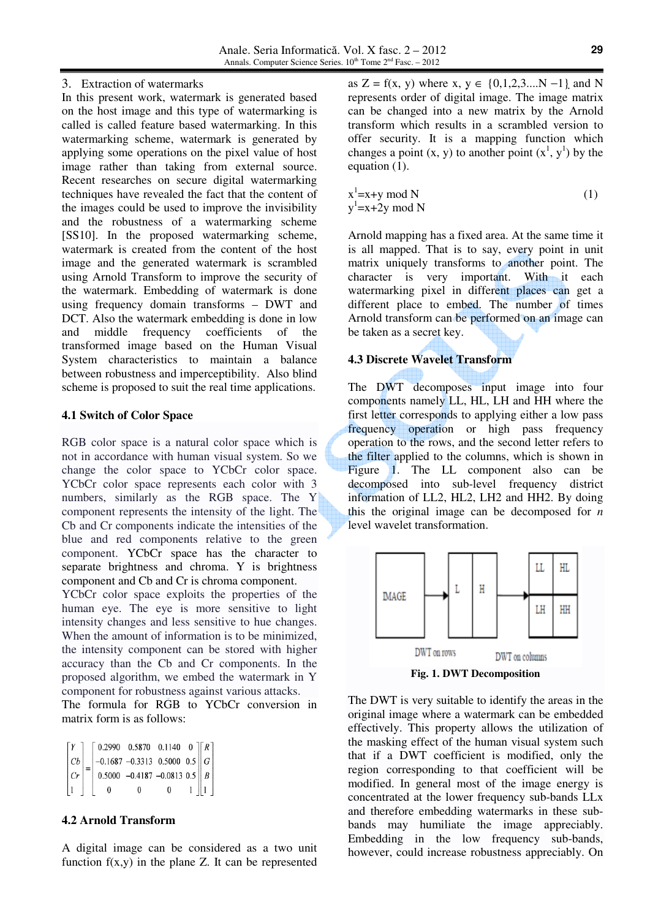## 3. Extraction of watermarks

In this present work, watermark is generated based on the host image and this type of watermarking is called is called feature based watermarking. In this watermarking scheme, watermark is generated by applying some operations on the pixel value of host image rather than taking from external source. Recent researches on secure digital watermarking techniques have revealed the fact that the content of the images could be used to improve the invisibility and the robustness of a watermarking scheme [SS10]. In the proposed watermarking scheme, watermark is created from the content of the host image and the generated watermark is scrambled using Arnold Transform to improve the security of the watermark. Embedding of watermark is done using frequency domain transforms – DWT and DCT. Also the watermark embedding is done in low and middle frequency coefficients of the transformed image based on the Human Visual System characteristics to maintain a balance between robustness and imperceptibility. Also blind scheme is proposed to suit the real time applications.

### 4.1 Switch of Color Space

RGB color space is a natural color space which is not in accordance with human visual system. So we change the color space to YCbCr color space. YCbCr color space represents each color with 3 numbers, similarly as the RGB space. The Y component represents the intensity of the light. The Cb and Cr components indicate the intensities of the blue and red components relative to the green component. YCbCr space has the character to separate brightness and chroma. Y is brightness component and Cb and Cr is chroma component. YCbCr color space exploits the properties of the human eye. The eye is more sensitive to light intensity changes and less sensitive to hue changes. When the amount of information is to be minimized, the intensity component can be stored with higher accuracy than the Cb and Cr components. In the proposed algorithm, we embed the watermark in Y component for robustness against various attacks.

The formula for RGB to YCbCr conversion in matrix form is as follows:

$$\begin{bmatrix} Y \\ Cb \\ Cr \\ 1 \end{bmatrix} = \begin{bmatrix} 0.2990 & 0.5870 & 0.1140 & 0 \\ -0.1687 & -0.3313 & 0.5000 & 0.5 \\ 0.5000 & -0.4187 & -0.0813 & 0.5 \\ 0 & 0 & 0 & 1 \end{bmatrix} \begin{bmatrix} R \\ G \\ B \\ 1 \end{bmatrix}$$

### 4.2 Arnold Transform

A digital image can be considered as a two unit function f(x,y) in the plane Z. It can be represented as Z = f(x, y) where $x, y \in \{0,1,2,3....N-1\}$ and N represents order of digital image. The image matrix can be changed into a new matrix by the Arnold transform which results in a scrambled version to offer security. It is a mapping function which changes a point (x, y) to another point ($x^1$, $y^1$) by the equation (1).

$$x^1 = x + y \bmod N \qquad (1)$$
$$y^1 = x + 2y \bmod N$$

Arnold mapping has a fixed area. At the same time it is all mapped. That is to say, every point in unit matrix uniquely transforms to another point. The character is very important. With it each watermarking pixel in different places can get a different place to embed. The number of times Arnold transform can be performed on an image can be taken as a secret key.

### 4.3 Discrete Wavelet Transform

The DWT decomposes input image into four components namely LL, HL, LH and HH where the first letter corresponds to applying either a low pass frequency operation or high pass frequency operation to the rows, and the second letter refers to the filter applied to the columns, which is shown in Figure 1. The LL component also can be decomposed into sub-level frequency district information of LL2, HL2, LH2 and HH2. By doing this the original image can be decomposed for *n* level wavelet transformation.

**Fig. 1. DWT Decomposition**

The DWT is very suitable to identify the areas in the original image where a watermark can be embedded effectively. This property allows the utilization of the masking effect of the human visual system such that if a DWT coefficient is modified, only the region corresponding to that coefficient will be modified. In general most of the image energy is concentrated at the lower frequency sub-bands LLx and therefore embedding watermarks in these sub-bands may humiliate the image appreciably. Embedding in the low frequency sub-bands, however, could increase robustness appreciably. On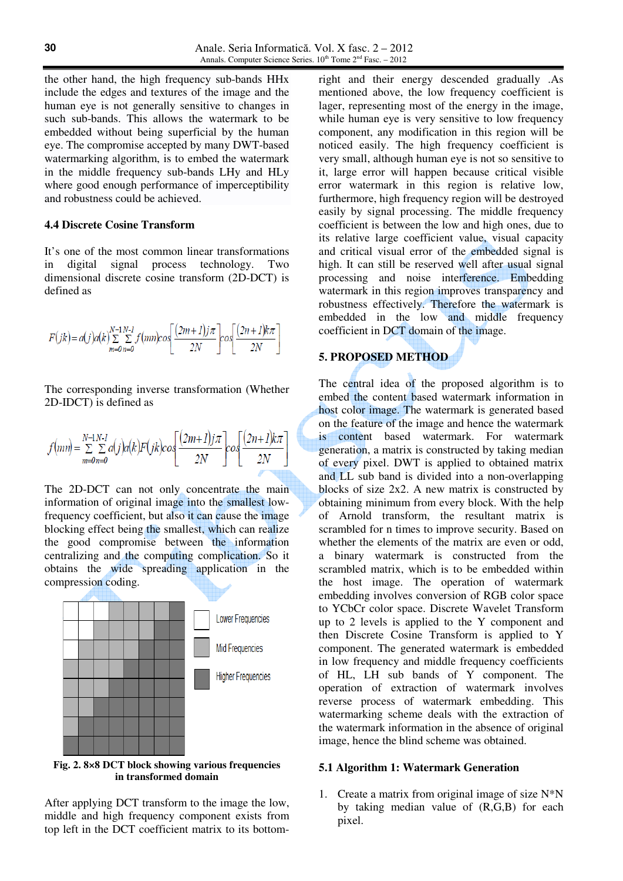the other hand, the high frequency sub-bands HHx include the edges and textures of the image and the human eye is not generally sensitive to changes in such sub-bands. This allows the watermark to be embedded without being superficial by the human eye. The compromise accepted by many DWT-based watermarking algorithm, is to embed the watermark in the middle frequency sub-bands LHy and HLy where good enough performance of imperceptibility and robustness could be achieved.

### 4.4 Discrete Cosine Transform

It's one of the most common linear transformations in digital signal process technology. Two dimensional discrete cosine transform (2D-DCT) is defined as

$$F(jk) = a(j)a(k)\sum_{m=0}^{N-1}\sum_{n=0}^{N-1} f(mn)\cos\left[\frac{(2m+1)j\pi}{2N}\right]\cos\left[\frac{(2n+1)k\pi}{2N}\right]$$

The corresponding inverse transformation (Whether 2D-IDCT) is defined as

$$f(mn) = \sum_{m=0}^{N-1}\sum_{n=0}^{N-1} a(j)a(k)F(jk)\cos\left[\frac{(2m+1)j\pi}{2N}\right]\cos\left[\frac{(2n+1)k\pi}{2N}\right]$$

The 2D-DCT can not only concentrate the main information of original image into the smallest low-frequency coefficient, but also it can cause the image blocking effect being the smallest, which can realize the good compromise between the information centralizing and the computing complication. So it obtains the wide spreading application in the compression coding.

Lower Frequencies

Mid Frequencies

Higher Frequencies

**Fig. 2. 8×8 DCT block showing various frequencies in transformed domain**

After applying DCT transform to the image the low, middle and high frequency component exists from top left in the DCT coefficient matrix to its bottom-right and their energy descended gradually .As mentioned above, the low frequency coefficient is lager, representing most of the energy in the image, while human eye is very sensitive to low frequency component, any modification in this region will be noticed easily. The high frequency coefficient is very small, although human eye is not so sensitive to it, large error will happen because critical visible error watermark in this region is relative low, furthermore, high frequency region will be destroyed easily by signal processing. The middle frequency coefficient is between the low and high ones, due to its relative large coefficient value, visual capacity and critical visual error of the embedded signal is high. It can still be reserved well after usual signal processing and noise interference. Embedding watermark in this region improves transparency and robustness effectively. Therefore the watermark is embedded in the low and middle frequency coefficient in DCT domain of the image.

## 5. PROPOSED METHOD

The central idea of the proposed algorithm is to embed the content based watermark information in host color image. The watermark is generated based on the feature of the image and hence the watermark is content based watermark. For watermark generation, a matrix is constructed by taking median of every pixel. DWT is applied to obtained matrix and LL sub band is divided into a non-overlapping blocks of size 2x2. A new matrix is constructed by obtaining minimum from every block. With the help of Arnold transform, the resultant matrix is scrambled for n times to improve security. Based on whether the elements of the matrix are even or odd, a binary watermark is constructed from the scrambled matrix, which is to be embedded within the host image. The operation of watermark embedding involves conversion of RGB color space to YCbCr color space. Discrete Wavelet Transform up to 2 levels is applied to the Y component and then Discrete Cosine Transform is applied to Y component. The generated watermark is embedded in low frequency and middle frequency coefficients of HL, LH sub bands of Y component. The operation of extraction of watermark involves reverse process of watermark embedding. This watermarking scheme deals with the extraction of the watermark information in the absence of original image, hence the blind scheme was obtained.

### 5.1 Algorithm 1: Watermark Generation

1. Create a matrix from original image of size N*N by taking median value of (R,G,B) for each pixel.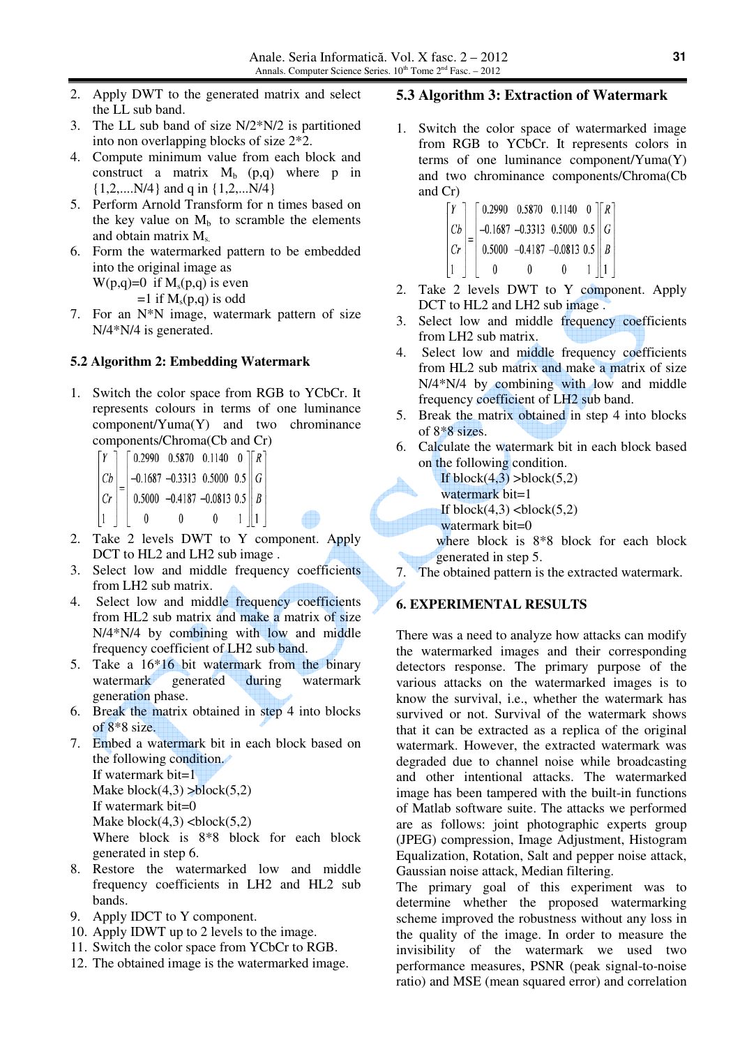2. Apply DWT to the generated matrix and select the LL sub band.
3. The LL sub band of size N/2*N/2 is partitioned into non overlapping blocks of size 2*2.
4. Compute minimum value from each block and construct a matrix $M_b$ (p,q) where p in {1,2,....N/4} and q in {1,2,...N/4}
5. Perform Arnold Transform for n times based on the key value on $M_b$ to scramble the elements and obtain matrix $M_s$.
6. Form the watermarked pattern to be embedded into the original image as
   W(p,q)=0 if $M_s$(p,q) is even
   =1 if $M_s$(p,q) is odd
7. For an N*N image, watermark pattern of size N/4*N/4 is generated.

### 5.2 Algorithm 2: Embedding Watermark

1. Switch the color space from RGB to YCbCr. It represents colours in terms of one luminance component/Yuma(Y) and two chrominance components/Chroma(Cb and Cr)

$$\begin{bmatrix} Y \\ Cb \\ Cr \\ 1 \end{bmatrix} = \begin{bmatrix} 0.2990 & 0.5870 & 0.1140 & 0 \\ -0.1687 & -0.3313 & 0.5000 & 0.5 \\ 0.5000 & -0.4187 & -0.0813 & 0.5 \\ 0 & 0 & 0 & 1 \end{bmatrix} \begin{bmatrix} R \\ G \\ B \\ 1 \end{bmatrix}$$

2. Take 2 levels DWT to Y component. Apply DCT to HL2 and LH2 sub image .
3. Select low and middle frequency coefficients from LH2 sub matrix.
4. Select low and middle frequency coefficients from HL2 sub matrix and make a matrix of size N/4*N/4 by combining with low and middle frequency coefficient of LH2 sub band.
5. Take a 16*16 bit watermark from the binary watermark generated during watermark generation phase.
6. Break the matrix obtained in step 4 into blocks of 8*8 size.
7. Embed a watermark bit in each block based on the following condition.
   If watermark bit=1
   Make block(4,3) >block(5,2)
   If watermark bit=0
   Make block(4,3) <block(5,2)
   Where block is 8*8 block for each block generated in step 6.
8. Restore the watermarked low and middle frequency coefficients in LH2 and HL2 sub bands.
9. Apply IDCT to Y component.
10. Apply IDWT up to 2 levels to the image.
11. Switch the color space from YCbCr to RGB.
12. The obtained image is the watermarked image.

### 5.3 Algorithm 3: Extraction of Watermark

1. Switch the color space of watermarked image from RGB to YCbCr. It represents colors in terms of one luminance component/Yuma(Y) and two chrominance components/Chroma(Cb and Cr)

$$\begin{bmatrix} Y \\ Cb \\ Cr \\ 1 \end{bmatrix} = \begin{bmatrix} 0.2990 & 0.5870 & 0.1140 & 0 \\ -0.1687 & -0.3313 & 0.5000 & 0.5 \\ 0.5000 & -0.4187 & -0.0813 & 0.5 \\ 0 & 0 & 0 & 1 \end{bmatrix} \begin{bmatrix} R \\ G \\ B \\ 1 \end{bmatrix}$$

2. Take 2 levels DWT to Y component. Apply DCT to HL2 and LH2 sub image .
3. Select low and middle frequency coefficients from LH2 sub matrix.
4. Select low and middle frequency coefficients from HL2 sub matrix and make a matrix of size N/4*N/4 by combining with low and middle frequency coefficient of LH2 sub band.
5. Break the matrix obtained in step 4 into blocks of 8*8 sizes.
6. Calculate the watermark bit in each block based on the following condition.
   If block(4,3) >block(5,2)
   watermark bit=1
   If block(4,3) <block(5,2)
   watermark bit=0
   where block is 8*8 block for each block generated in step 5.
7. The obtained pattern is the extracted watermark.

## 6. EXPERIMENTAL RESULTS

There was a need to analyze how attacks can modify the watermarked images and their corresponding detectors response. The primary purpose of the various attacks on the watermarked images is to know the survival, i.e., whether the watermark has survived or not. Survival of the watermark shows that it can be extracted as a replica of the original watermark. However, the extracted watermark was degraded due to channel noise while broadcasting and other intentional attacks. The watermarked image has been tampered with the built-in functions of Matlab software suite. The attacks we performed are as follows: joint photographic experts group (JPEG) compression, Image Adjustment, Histogram Equalization, Rotation, Salt and pepper noise attack, Gaussian noise attack, Median filtering.

The primary goal of this experiment was to determine whether the proposed watermarking scheme improved the robustness without any loss in the quality of the image. In order to measure the invisibility of the watermark we used two performance measures, PSNR (peak signal-to-noise ratio) and MSE (mean squared error) and correlation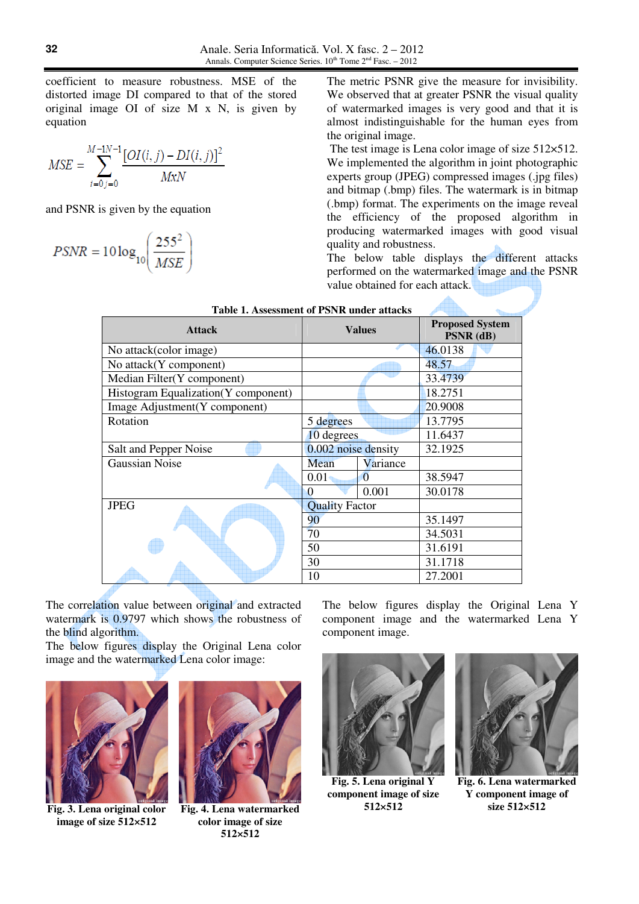coefficient to measure robustness. MSE of the distorted image DI compared to that of the stored original image OI of size M x N, is given by equation

$$MSE = \sum_{i=0}^{M-1}\sum_{j=0}^{N-1} \frac{[OI(i,j) - DI(i,j)]^2}{MxN}$$

and PSNR is given by the equation

$$PSNR = 10\log_{10}\left(\frac{255^2}{MSE}\right)$$

The metric PSNR give the measure for invisibility. We observed that at greater PSNR the visual quality of watermarked images is very good and that it is almost indistinguishable for the human eyes from the original image.

The test image is Lena color image of size 512×512. We implemented the algorithm in joint photographic experts group (JPEG) compressed images (.jpg files) and bitmap (.bmp) files. The watermark is in bitmap (.bmp) format. The experiments on the image reveal the efficiency of the proposed algorithm in producing watermarked images with good visual quality and robustness.

The below table displays the different attacks performed on the watermarked image and the PSNR value obtained for each attack.

**Table 1. Assessment of PSNR under attacks**

| Attack | Values | | Proposed System PSNR (dB) |
|---|---|---|---|
| No attack(color image) | | | 46.0138 |
| No attack(Y component) | | | 48.57 |
| Median Filter(Y component) | | | 33.4739 |
| Histogram Equalization(Y component) | | | 18.2751 |
| Image Adjustment(Y component) | | | 20.9008 |
| Rotation | 5 degrees | | 13.7795 |
| | 10 degrees | | 11.6437 |
| Salt and Pepper Noise | 0.002 noise density | | 32.1925 |
| Gaussian Noise | Mean | Variance | |
| | 0.01 | 0 | 38.5947 |
| | 0 | 0.001 | 30.0178 |
| JPEG | Quality Factor | | |
| | 90 | | 35.1497 |
| | 70 | | 34.5031 |
| | 50 | | 31.6191 |
| | 30 | | 31.1718 |
| | 10 | | 27.2001 |

The correlation value between original and extracted watermark is 0.9797 which shows the robustness of the blind algorithm.

The below figures display the Original Lena color image and the watermarked Lena color image:

**Fig. 3. Lena original color image of size 512×512**

**Fig. 4. Lena watermarked color image of size 512×512**

The below figures display the Original Lena Y component image and the watermarked Lena Y component image.

**Fig. 5. Lena original Y component image of size 512×512**

**Fig. 6. Lena watermarked Y component image of size 512×512**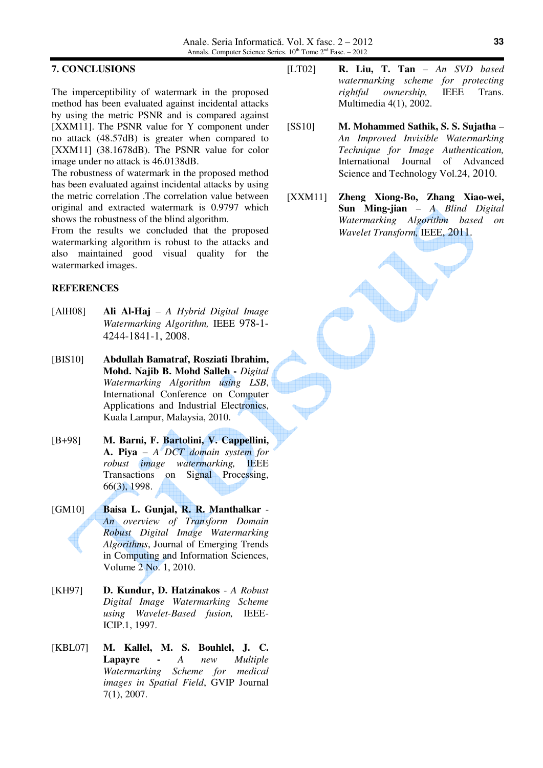## 7. CONCLUSIONS

The imperceptibility of watermark in the proposed method has been evaluated against incidental attacks by using the metric PSNR and is compared against [XXM11]. The PSNR value for Y component under no attack (48.57dB) is greater when compared to [XXM11] (38.1678dB). The PSNR value for color image under no attack is 46.0138dB.
The robustness of watermark in the proposed method has been evaluated against incidental attacks by using the metric correlation .The correlation value between original and extracted watermark is 0.9797 which shows the robustness of the blind algorithm.
From the results we concluded that the proposed watermarking algorithm is robust to the attacks and also maintained good visual quality for the watermarked images.

## REFERENCES

[AlH08] **Ali Al-Haj** – *A Hybrid Digital Image Watermarking Algorithm,* IEEE 978-1-4244-1841-1, 2008.

[BIS10] **Abdullah Bamatraf, Rosziati Ibrahim, Mohd. Najib B. Mohd Salleh** - *Digital Watermarking Algorithm using LSB*, International Conference on Computer Applications and Industrial Electronics, Kuala Lampur, Malaysia, 2010.

[B+98] **M. Barni, F. Bartolini, V. Cappellini, A. Piya** – *A DCT domain system for robust image watermarking,* IEEE Transactions on Signal Processing, 66(3), 1998.

[GM10] **Baisa L. Gunjal, R. R. Manthalkar** - *An overview of Transform Domain Robust Digital Image Watermarking Algorithms*, Journal of Emerging Trends in Computing and Information Sciences, Volume 2 No. 1, 2010.

[KH97] **D. Kundur, D. Hatzinakos** - *A Robust Digital Image Watermarking Scheme using Wavelet-Based fusion,* IEEE-ICIP.1, 1997.

[KBL07] **M. Kallel, M. S. Bouhlel, J. C. Lapayre** - *A new Multiple Watermarking Scheme for medical images in Spatial Field*, GVIP Journal 7(1), 2007.

[LT02] **R. Liu, T. Tan** – *An SVD based watermarking scheme for protecting rightful ownership,* IEEE Trans. Multimedia 4(1), 2002.

[SS10] **M. Mohammed Sathik, S. S. Sujatha** – *An Improved Invisible Watermarking Technique for Image Authentication,* International Journal of Advanced Science and Technology Vol.24, 2010.

[XXM11] **Zheng Xiong-Bo, Zhang Xiao-wei, Sun Ming-jian** – *A Blind Digital Watermarking Algorithm based on Wavelet Transform,* IEEE, 2011.